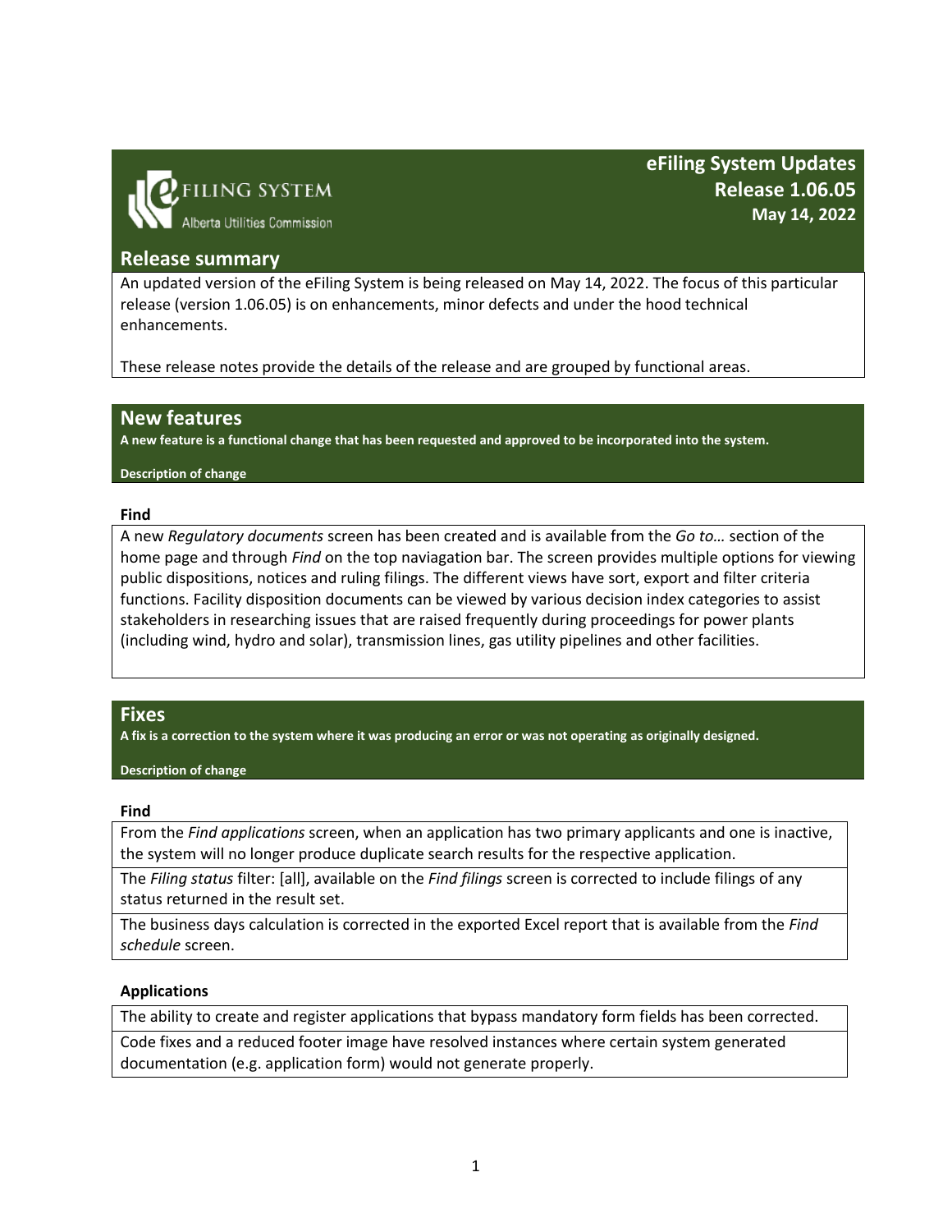FILING SYSTEM
Alberta Utilities Commission

# eFiling System Updates
## Release 1.06.05
**May 14, 2022**

## Release summary

An updated version of the eFiling System is being released on May 14, 2022. The focus of this particular release (version 1.06.05) is on enhancements, minor defects and under the hood technical enhancements.

These release notes provide the details of the release and are grouped by functional areas.

## New features

**A new feature is a functional change that has been requested and approved to be incorporated into the system.**

**Description of change**

### Find

A new *Regulatory documents* screen has been created and is available from the *Go to…* section of the home page and through *Find* on the top naviagation bar. The screen provides multiple options for viewing public dispositions, notices and ruling filings. The different views have sort, export and filter criteria functions. Facility disposition documents can be viewed by various decision index categories to assist stakeholders in researching issues that are raised frequently during proceedings for power plants (including wind, hydro and solar), transmission lines, gas utility pipelines and other facilities.

## Fixes

**A fix is a correction to the system where it was producing an error or was not operating as originally designed.**

**Description of change**

### Find

From the *Find applications* screen, when an application has two primary applicants and one is inactive, the system will no longer produce duplicate search results for the respective application.

The *Filing status* filter: [all], available on the *Find filings* screen is corrected to include filings of any status returned in the result set.

The business days calculation is corrected in the exported Excel report that is available from the *Find schedule* screen.

### Applications

The ability to create and register applications that bypass mandatory form fields has been corrected.

Code fixes and a reduced footer image have resolved instances where certain system generated documentation (e.g. application form) would not generate properly.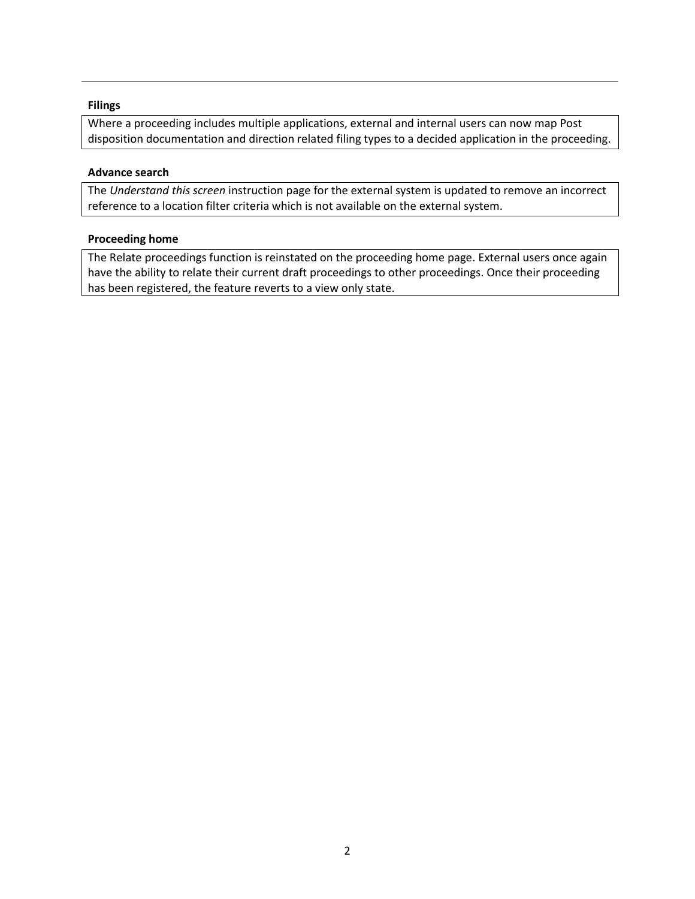**Filings**

Where a proceeding includes multiple applications, external and internal users can now map Post disposition documentation and direction related filing types to a decided application in the proceeding.

**Advance search**

The *Understand this screen* instruction page for the external system is updated to remove an incorrect reference to a location filter criteria which is not available on the external system.

**Proceeding home**

The Relate proceedings function is reinstated on the proceeding home page. External users once again have the ability to relate their current draft proceedings to other proceedings. Once their proceeding has been registered, the feature reverts to a view only state.